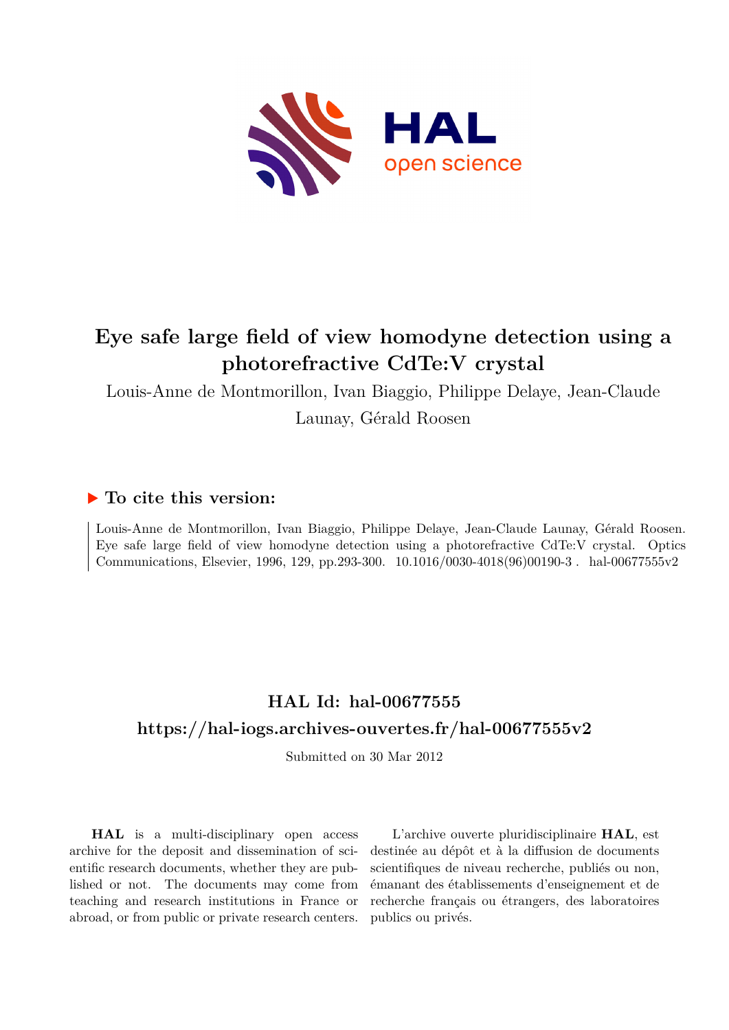# Eye safe large field of view homodyne detection using a photorefractive CdTe:V crystal

Louis-Anne de Montmorillon, Ivan Biaggio, Philippe Delaye, Jean-Claude Launay, Gérald Roosen

## ▶ To cite this version:

Louis-Anne de Montmorillon, Ivan Biaggio, Philippe Delaye, Jean-Claude Launay, Gérald Roosen. Eye safe large field of view homodyne detection using a photorefractive CdTe:V crystal. Optics Communications, Elsevier, 1996, 129, pp.293-300. 10.1016/0030-4018(96)00190-3 . hal-00677555v2

## HAL Id: hal-00677555

## https://hal-iogs.archives-ouvertes.fr/hal-00677555v2

Submitted on 30 Mar 2012

**HAL** is a multi-disciplinary open access archive for the deposit and dissemination of scientific research documents, whether they are published or not. The documents may come from teaching and research institutions in France or abroad, or from public or private research centers.

L'archive ouverte pluridisciplinaire **HAL**, est destinée au dépôt et à la diffusion de documents scientifiques de niveau recherche, publiés ou non, émanant des établissements d'enseignement et de recherche français ou étrangers, des laboratoires publics ou privés.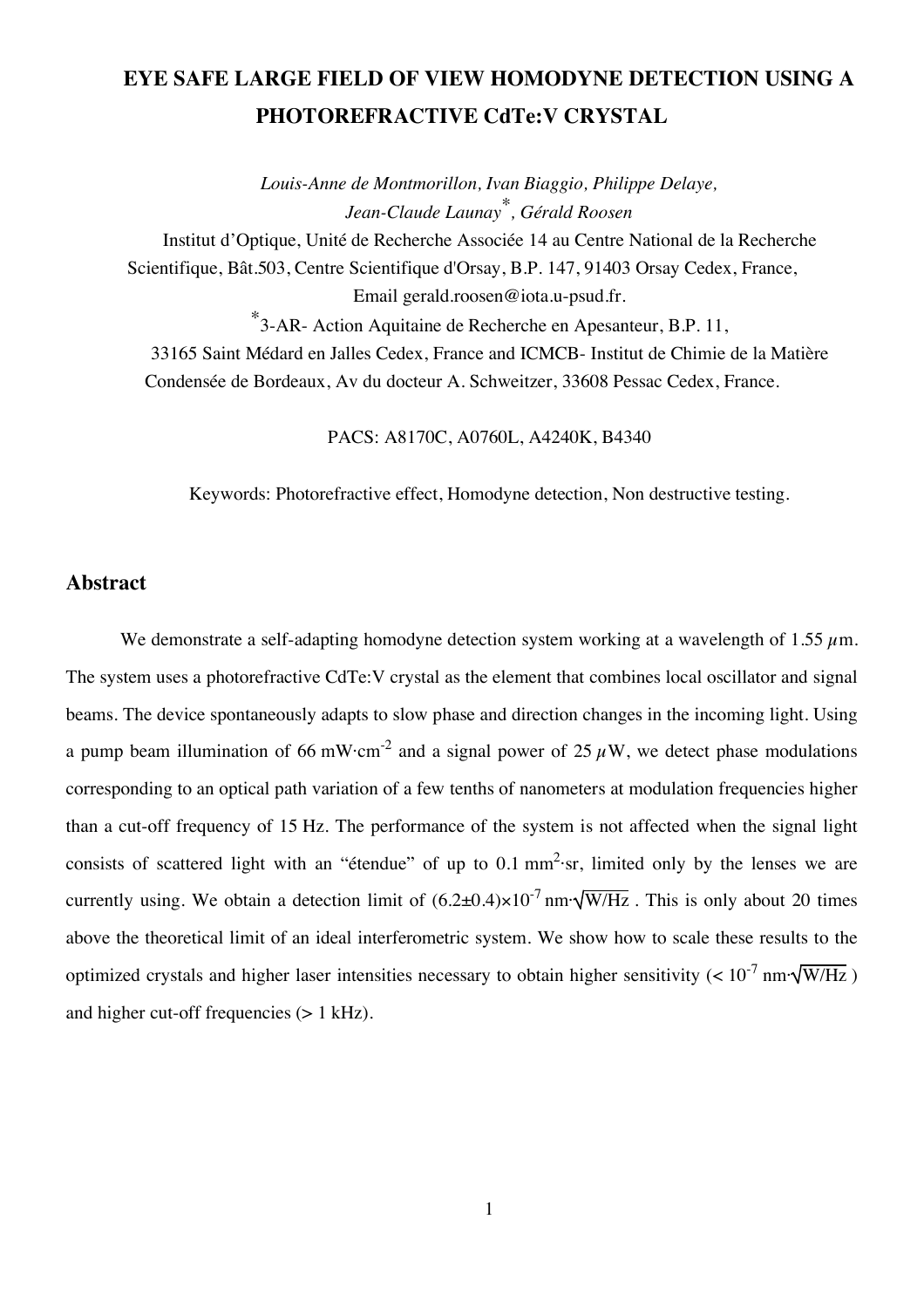# EYE SAFE LARGE FIELD OF VIEW HOMODYNE DETECTION USING A PHOTOREFRACTIVE CdTe:V CRYSTAL

*Louis-Anne de Montmorillon, Ivan Biaggio, Philippe Delaye, Jean-Claude Launay[\*], Gérald Roosen*

Institut d'Optique, Unité de Recherche Associée 14 au Centre National de la Recherche Scientifique, Bât.503, Centre Scientifique d'Orsay, B.P. 147, 91403 Orsay Cedex, France, Email gerald.roosen@iota.u-psud.fr.

[\*]3-AR- Action Aquitaine de Recherche en Apesanteur, B.P. 11, 33165 Saint Médard en Jalles Cedex, France and ICMCB- Institut de Chimie de la Matière Condensée de Bordeaux, Av du docteur A. Schweitzer, 33608 Pessac Cedex, France.

PACS: A8170C, A0760L, A4240K, B4340

Keywords: Photorefractive effect, Homodyne detection, Non destructive testing.

## Abstract

We demonstrate a self-adapting homodyne detection system working at a wavelength of 1.55 $\mu$m. The system uses a photorefractive CdTe:V crystal as the element that combines local oscillator and signal beams. The device spontaneously adapts to slow phase and direction changes in the incoming light. Using a pump beam illumination of 66 $mW{\cdot}cm^{-2}$ and a signal power of 25 $\mu$W, we detect phase modulations corresponding to an optical path variation of a few tenths of nanometers at modulation frequencies higher than a cut-off frequency of 15 Hz. The performance of the system is not affected when the signal light consists of scattered light with an "étendue" of up to 0.1 $mm^2{\cdot}sr$, limited only by the lenses we are currently using. We obtain a detection limit of $(6.2{\pm}0.4){\times}10^{-7}\ \mathrm{nm}{\cdot}\sqrt{\mathrm{W/Hz}}$. This is only about 20 times above the theoretical limit of an ideal interferometric system. We show how to scale these results to the optimized crystals and higher laser intensities necessary to obtain higher sensitivity ($< 10^{-7}\ \mathrm{nm}{\cdot}\sqrt{\mathrm{W/Hz}}$) and higher cut-off frequencies (> 1 kHz).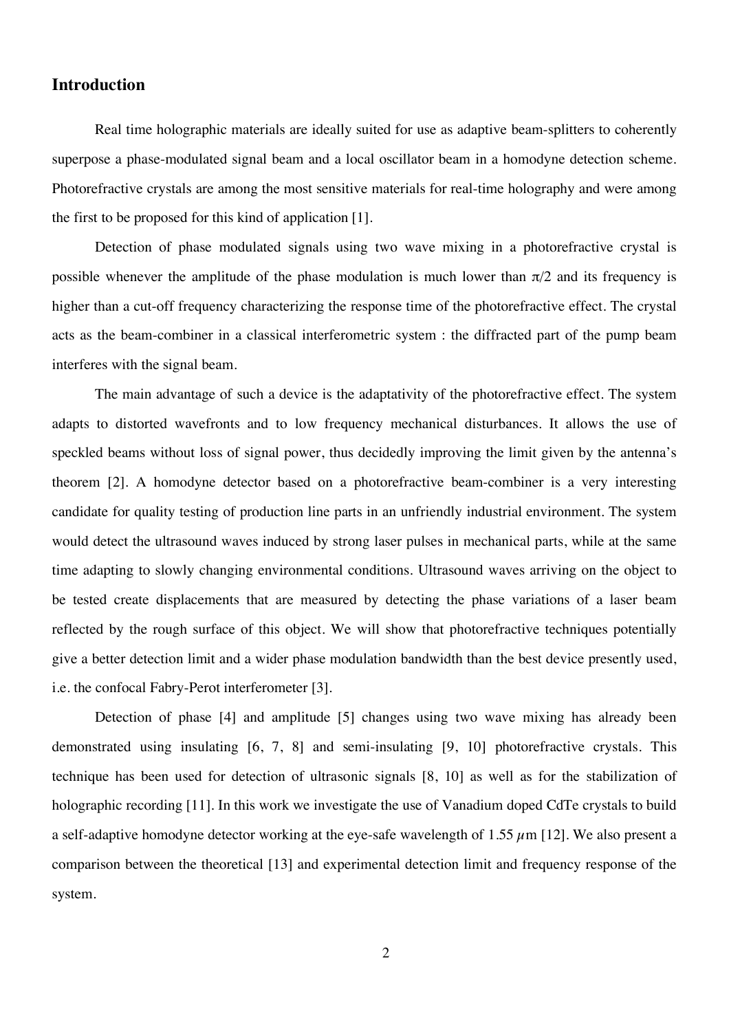## Introduction

Real time holographic materials are ideally suited for use as adaptive beam-splitters to coherently superpose a phase-modulated signal beam and a local oscillator beam in a homodyne detection scheme. Photorefractive crystals are among the most sensitive materials for real-time holography and were among the first to be proposed for this kind of application [1].

Detection of phase modulated signals using two wave mixing in a photorefractive crystal is possible whenever the amplitude of the phase modulation is much lower than $\pi/2$ and its frequency is higher than a cut-off frequency characterizing the response time of the photorefractive effect. The crystal acts as the beam-combiner in a classical interferometric system : the diffracted part of the pump beam interferes with the signal beam.

The main advantage of such a device is the adaptativity of the photorefractive effect. The system adapts to distorted wavefronts and to low frequency mechanical disturbances. It allows the use of speckled beams without loss of signal power, thus decidedly improving the limit given by the antenna's theorem [2]. A homodyne detector based on a photorefractive beam-combiner is a very interesting candidate for quality testing of production line parts in an unfriendly industrial environment. The system would detect the ultrasound waves induced by strong laser pulses in mechanical parts, while at the same time adapting to slowly changing environmental conditions. Ultrasound waves arriving on the object to be tested create displacements that are measured by detecting the phase variations of a laser beam reflected by the rough surface of this object. We will show that photorefractive techniques potentially give a better detection limit and a wider phase modulation bandwidth than the best device presently used, i.e. the confocal Fabry-Perot interferometer [3].

Detection of phase [4] and amplitude [5] changes using two wave mixing has already been demonstrated using insulating [6, 7, 8] and semi-insulating [9, 10] photorefractive crystals. This technique has been used for detection of ultrasonic signals [8, 10] as well as for the stabilization of holographic recording [11]. In this work we investigate the use of Vanadium doped CdTe crystals to build a self-adaptive homodyne detector working at the eye-safe wavelength of 1.55 $\mu$m [12]. We also present a comparison between the theoretical [13] and experimental detection limit and frequency response of the system.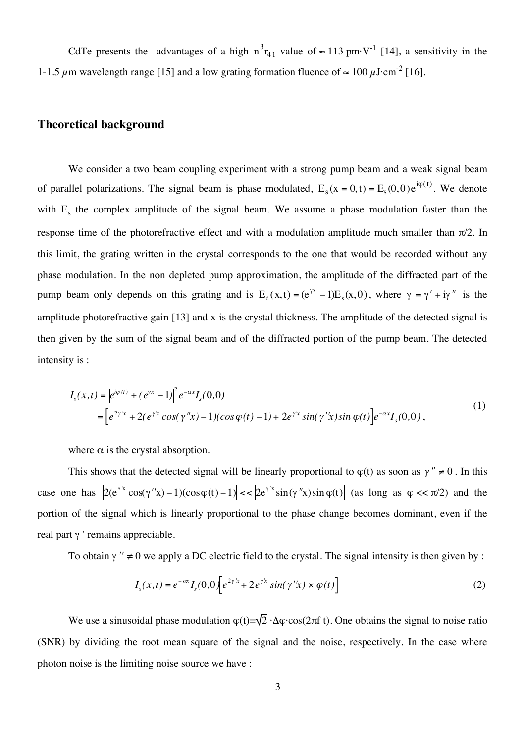CdTe presents the advantages of a high $n^3 r_{41}$ value of $\approx 113$ pm·V$^{-1}$ [14], a sensitivity in the 1-1.5 $\mu$m wavelength range [15] and a low grating formation fluence of $\approx 100$ $\mu$J·cm$^{-2}$ [16].

## Theoretical background

We consider a two beam coupling experiment with a strong pump beam and a weak signal beam of parallel polarizations. The signal beam is phase modulated, $E_s(x=0,t) = E_s(0,0)e^{i\varphi(t)}$. We denote with $E_s$ the complex amplitude of the signal beam. We assume a phase modulation faster than the response time of the photorefractive effect and with a modulation amplitude much smaller than $\pi/2$. In this limit, the grating written in the crystal corresponds to the one that would be recorded without any phase modulation. In the non depleted pump approximation, the amplitude of the diffracted part of the pump beam only depends on this grating and is $E_d(x,t) = (e^{\gamma x} - 1)E_s(x,0)$, where $\gamma = \gamma' + i\gamma''$ is the amplitude photorefractive gain [13] and x is the crystal thickness. The amplitude of the detected signal is then given by the sum of the signal beam and of the diffracted portion of the pump beam. The detected intensity is :

$$
\begin{aligned}
I_s(x,t) &= \left| e^{i\varphi(t)} + (e^{\gamma x} - 1) \right|^2 e^{-\alpha x} I_s(0,0) \\
&= \left[ e^{2\gamma' x} + 2(e^{\gamma' x}\cos(\gamma'' x) - 1)(\cos\varphi(t) - 1) + 2e^{\gamma' x}\sin(\gamma'' x)\sin\varphi(t) \right] e^{-\alpha x} I_s(0,0),
\end{aligned}
\tag{1}
$$

where $\alpha$ is the crystal absorption.

This shows that the detected signal will be linearly proportional to $\varphi(t)$ as soon as $\gamma'' \neq 0$. In this case one has $\left|2(e^{\gamma' x}\cos(\gamma'' x) - 1)(\cos\varphi(t) - 1)\right| << \left|2e^{\gamma' x}\sin(\gamma'' x)\sin\varphi(t)\right|$ (as long as $\varphi << \pi/2$) and the portion of the signal which is linearly proportional to the phase change becomes dominant, even if the real part $\gamma'$ remains appreciable.

To obtain $\gamma'' \neq 0$ we apply a DC electric field to the crystal. The signal intensity is then given by :

$$
I_s(x,t) = e^{-\alpha x} I_s(0,0) \left[ e^{2\gamma' x} + 2e^{\gamma' x}\sin(\gamma'' x) \times \varphi(t) \right]
\tag{2}
$$

We use a sinusoidal phase modulation $\varphi(t) = \sqrt{2} \cdot \Delta\varphi \cdot \cos(2\pi f\, t)$. One obtains the signal to noise ratio (SNR) by dividing the root mean square of the signal and the noise, respectively. In the case where photon noise is the limiting noise source we have :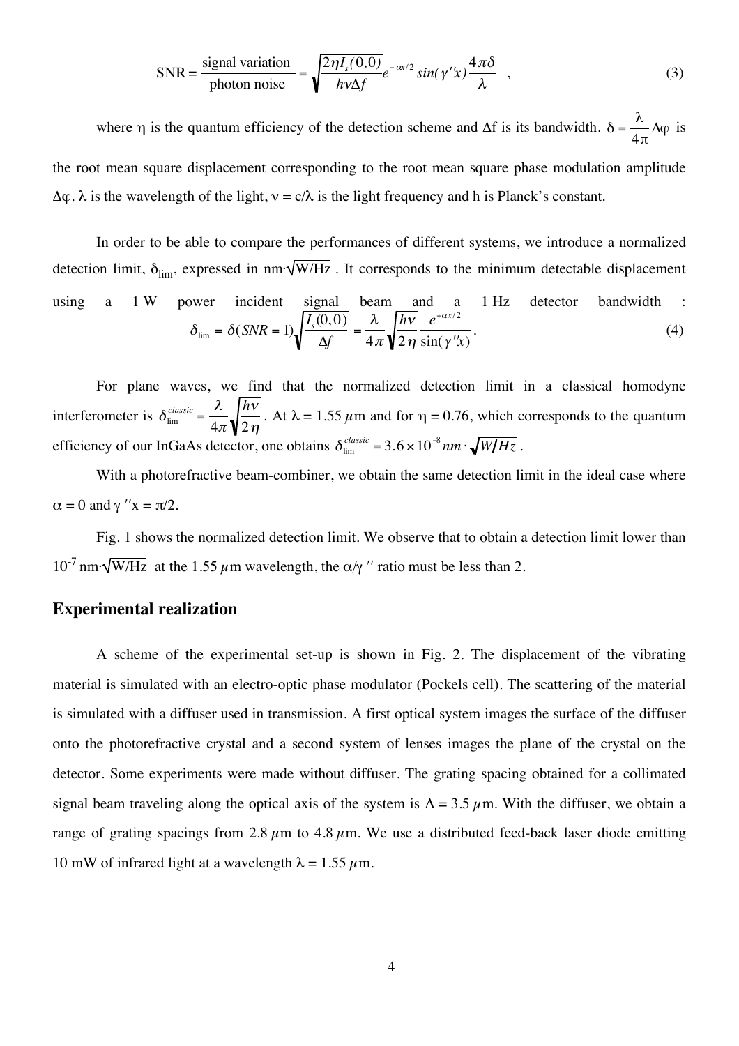$$\text{SNR} = \frac{\text{signal variation}}{\text{photon noise}} = \sqrt{\frac{2\eta I_s(0,0)}{h\nu\Delta f}} e^{-\alpha x/2} \sin(\gamma'' x) \frac{4\pi\delta}{\lambda} \quad , \tag{3}$$

where $\eta$ is the quantum efficiency of the detection scheme and $\Delta f$ is its bandwidth. $\delta = \frac{\lambda}{4\pi}\Delta\varphi$ is the root mean square displacement corresponding to the root mean square phase modulation amplitude $\Delta\varphi$. $\lambda$ is the wavelength of the light, $\nu = c/\lambda$ is the light frequency and h is Planck's constant.

In order to be able to compare the performances of different systems, we introduce a normalized detection limit, $\delta_{\lim}$, expressed in $\text{nm}\cdot\sqrt{\text{W/Hz}}$. It corresponds to the minimum detectable displacement using a 1 W power incident signal beam and a 1 Hz detector bandwidth :

$$\delta_{\lim} = \delta(SNR = 1)\sqrt{\frac{I_s(0,0)}{\Delta f}} = \frac{\lambda}{4\pi}\sqrt{\frac{h\nu}{2\eta}} \frac{e^{+\alpha x/2}}{\sin(\gamma'' x)} . \tag{4}$$

For plane waves, we find that the normalized detection limit in a classical homodyne interferometer is $\delta_{\lim}^{classic} = \frac{\lambda}{4\pi}\sqrt{\frac{h\nu}{2\eta}}$. At $\lambda = 1.55\ \mu$m and for $\eta = 0.76$, which corresponds to the quantum efficiency of our InGaAs detector, one obtains $\delta_{\lim}^{classic} = 3.6\times10^{-8}\, nm\cdot\sqrt{W/Hz}$.

With a photorefractive beam-combiner, we obtain the same detection limit in the ideal case where $\alpha = 0$ and $\gamma'' x = \pi/2$.

Fig. 1 shows the normalized detection limit. We observe that to obtain a detection limit lower than $10^{-7}\ \text{nm}\cdot\sqrt{\text{W/Hz}}$ at the 1.55 $\mu$m wavelength, the $\alpha/\gamma''$ ratio must be less than 2.

## Experimental realization

A scheme of the experimental set-up is shown in Fig. 2. The displacement of the vibrating material is simulated with an electro-optic phase modulator (Pockels cell). The scattering of the material is simulated with a diffuser used in transmission. A first optical system images the surface of the diffuser onto the photorefractive crystal and a second system of lenses images the plane of the crystal on the detector. Some experiments were made without diffuser. The grating spacing obtained for a collimated signal beam traveling along the optical axis of the system is $\Lambda = 3.5\ \mu$m. With the diffuser, we obtain a range of grating spacings from 2.8 $\mu$m to 4.8 $\mu$m. We use a distributed feed-back laser diode emitting 10 mW of infrared light at a wavelength $\lambda = 1.55\ \mu$m.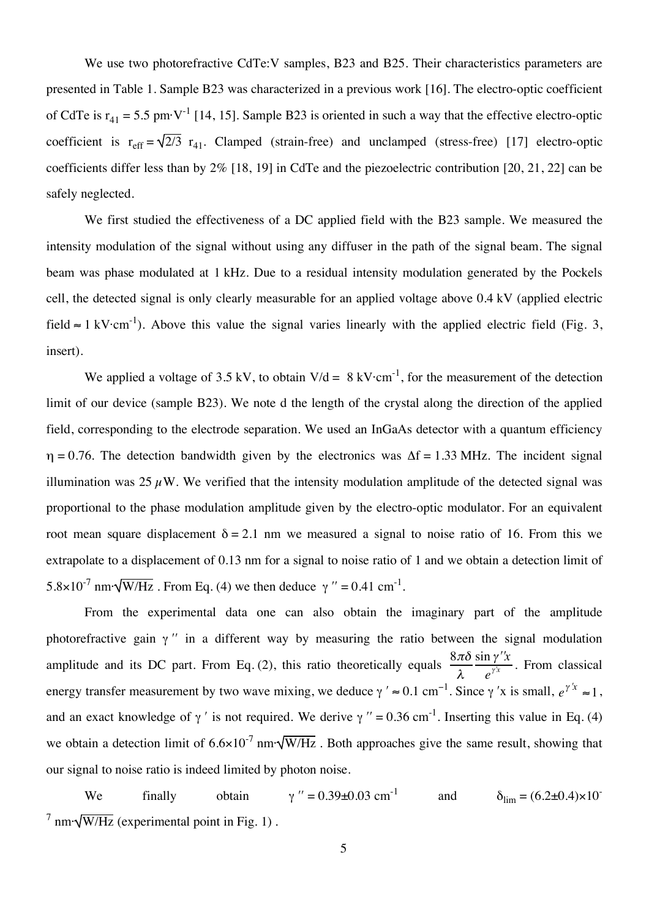We use two photorefractive CdTe:V samples, B23 and B25. Their characteristics parameters are presented in Table 1. Sample B23 was characterized in a previous work [16]. The electro-optic coefficient of CdTe is $r_{41} = 5.5$ pm·V$^{-1}$ [14, 15]. Sample B23 is oriented in such a way that the effective electro-optic coefficient is $r_{eff} = \sqrt{2/3}\ r_{41}$. Clamped (strain-free) and unclamped (stress-free) [17] electro-optic coefficients differ less than by 2% [18, 19] in CdTe and the piezoelectric contribution [20, 21, 22] can be safely neglected.

We first studied the effectiveness of a DC applied field with the B23 sample. We measured the intensity modulation of the signal without using any diffuser in the path of the signal beam. The signal beam was phase modulated at 1 kHz. Due to a residual intensity modulation generated by the Pockels cell, the detected signal is only clearly measurable for an applied voltage above 0.4 kV (applied electric field ≈ 1 kV·cm$^{-1}$). Above this value the signal varies linearly with the applied electric field (Fig. 3, insert).

We applied a voltage of 3.5 kV, to obtain V/d = 8 kV·cm$^{-1}$, for the measurement of the detection limit of our device (sample B23). We note d the length of the crystal along the direction of the applied field, corresponding to the electrode separation. We used an InGaAs detector with a quantum efficiency $\eta = 0.76$. The detection bandwidth given by the electronics was $\Delta f = 1.33$ MHz. The incident signal illumination was 25 $\mu$W. We verified that the intensity modulation amplitude of the detected signal was proportional to the phase modulation amplitude given by the electro-optic modulator. For an equivalent root mean square displacement $\delta = 2.1$ nm we measured a signal to noise ratio of 16. From this we extrapolate to a displacement of 0.13 nm for a signal to noise ratio of 1 and we obtain a detection limit of $5.8\times10^{-7}$ nm·$\sqrt{\text{W/Hz}}$. From Eq. (4) we then deduce $\gamma'' = 0.41$ cm$^{-1}$.

From the experimental data one can also obtain the imaginary part of the amplitude photorefractive gain $\gamma''$ in a different way by measuring the ratio between the signal modulation amplitude and its DC part. From Eq. (2), this ratio theoretically equals $\frac{8\pi\delta}{\lambda}\frac{\sin\gamma''x}{e^{\gamma' x}}$. From classical energy transfer measurement by two wave mixing, we deduce $\gamma' \approx 0.1$ cm$^{-1}$. Since $\gamma'$x is small, $e^{\gamma' x} \approx 1$, and an exact knowledge of $\gamma'$ is not required. We derive $\gamma'' = 0.36$ cm$^{-1}$. Inserting this value in Eq. (4) we obtain a detection limit of $6.6\times10^{-7}$ nm·$\sqrt{\text{W/Hz}}$. Both approaches give the same result, showing that our signal to noise ratio is indeed limited by photon noise.

We finally obtain $\gamma'' = 0.39\pm0.03$ cm$^{-1}$ and $\delta_{lim} = (6.2\pm0.4)\times10^{-7}$ nm·$\sqrt{\text{W/Hz}}$ (experimental point in Fig. 1) .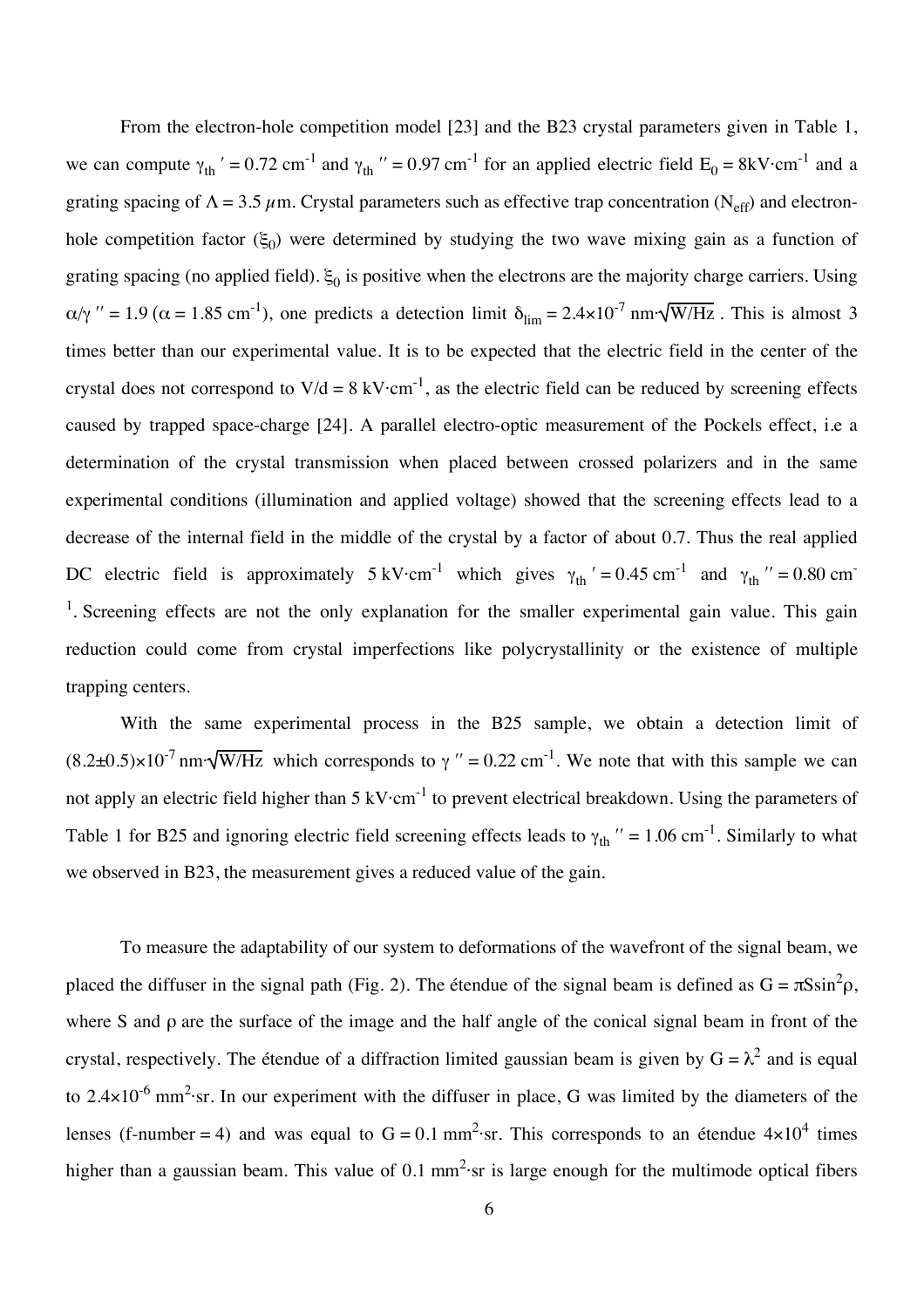From the electron-hole competition model [23] and the B23 crystal parameters given in Table 1, we can compute $\gamma_{th}' = 0.72\ \text{cm}^{-1}$ and $\gamma_{th}'' = 0.97\ \text{cm}^{-1}$ for an applied electric field $E_0 = 8\text{kV}\cdot\text{cm}^{-1}$ and a grating spacing of $\Lambda = 3.5\ \mu\text{m}$. Crystal parameters such as effective trap concentration ($N_{eff}$) and electron-hole competition factor ($\xi_0$) were determined by studying the two wave mixing gain as a function of grating spacing (no applied field). $\xi_0$ is positive when the electrons are the majority charge carriers. Using $\alpha/\gamma'' = 1.9$ ($\alpha = 1.85\ \text{cm}^{-1}$), one predicts a detection limit $\delta_{lim} = 2.4\times10^{-7}\ \text{nm}\cdot\sqrt{\text{W/Hz}}$. This is almost 3 times better than our experimental value. It is to be expected that the electric field in the center of the crystal does not correspond to $V/d = 8\ \text{kV}\cdot\text{cm}^{-1}$, as the electric field can be reduced by screening effects caused by trapped space-charge [24]. A parallel electro-optic measurement of the Pockels effect, i.e a determination of the crystal transmission when placed between crossed polarizers and in the same experimental conditions (illumination and applied voltage) showed that the screening effects lead to a decrease of the internal field in the middle of the crystal by a factor of about 0.7. Thus the real applied DC electric field is approximately $5\ \text{kV}\cdot\text{cm}^{-1}$ which gives $\gamma_{th}' = 0.45\ \text{cm}^{-1}$ and $\gamma_{th}'' = 0.80\ \text{cm}^{-1}$. Screening effects are not the only explanation for the smaller experimental gain value. This gain reduction could come from crystal imperfections like polycrystallinity or the existence of multiple trapping centers.

With the same experimental process in the B25 sample, we obtain a detection limit of $(8.2\pm0.5)\times10^{-7}\ \text{nm}\cdot\sqrt{\text{W/Hz}}$ which corresponds to $\gamma'' = 0.22\ \text{cm}^{-1}$. We note that with this sample we can not apply an electric field higher than $5\ \text{kV}\cdot\text{cm}^{-1}$ to prevent electrical breakdown. Using the parameters of Table 1 for B25 and ignoring electric field screening effects leads to $\gamma_{th}'' = 1.06\ \text{cm}^{-1}$. Similarly to what we observed in B23, the measurement gives a reduced value of the gain.

To measure the adaptability of our system to deformations of the wavefront of the signal beam, we placed the diffuser in the signal path (Fig. 2). The étendue of the signal beam is defined as $G = \pi S \sin^2\rho$, where S and $\rho$ are the surface of the image and the half angle of the conical signal beam in front of the crystal, respectively. The étendue of a diffraction limited gaussian beam is given by $G = \lambda^2$ and is equal to $2.4\times10^{-6}\ \text{mm}^2\cdot\text{sr}$. In our experiment with the diffuser in place, G was limited by the diameters of the lenses (f-number = 4) and was equal to $G = 0.1\ \text{mm}^2\cdot\text{sr}$. This corresponds to an étendue $4\times10^4$ times higher than a gaussian beam. This value of $0.1\ \text{mm}^2\cdot\text{sr}$ is large enough for the multimode optical fibers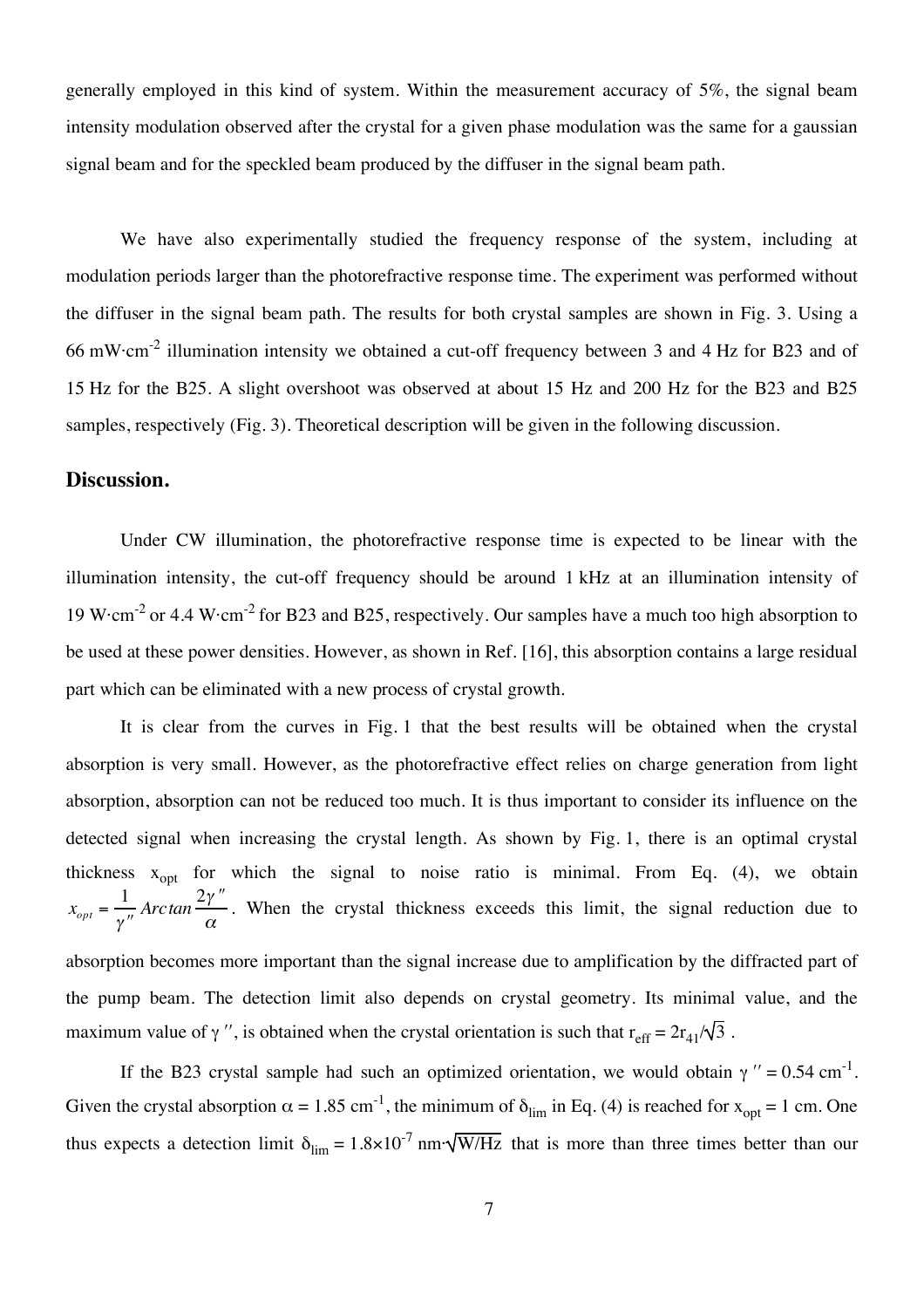generally employed in this kind of system. Within the measurement accuracy of 5%, the signal beam intensity modulation observed after the crystal for a given phase modulation was the same for a gaussian signal beam and for the speckled beam produced by the diffuser in the signal beam path.

We have also experimentally studied the frequency response of the system, including at modulation periods larger than the photorefractive response time. The experiment was performed without the diffuser in the signal beam path. The results for both crystal samples are shown in Fig. 3. Using a 66 mW·cm$^{-2}$ illumination intensity we obtained a cut-off frequency between 3 and 4 Hz for B23 and of 15 Hz for the B25. A slight overshoot was observed at about 15 Hz and 200 Hz for the B23 and B25 samples, respectively (Fig. 3). Theoretical description will be given in the following discussion.

## Discussion.

Under CW illumination, the photorefractive response time is expected to be linear with the illumination intensity, the cut-off frequency should be around 1 kHz at an illumination intensity of 19 W·cm$^{-2}$ or 4.4 W·cm$^{-2}$ for B23 and B25, respectively. Our samples have a much too high absorption to be used at these power densities. However, as shown in Ref. [16], this absorption contains a large residual part which can be eliminated with a new process of crystal growth.

It is clear from the curves in Fig. 1 that the best results will be obtained when the crystal absorption is very small. However, as the photorefractive effect relies on charge generation from light absorption, absorption can not be reduced too much. It is thus important to consider its influence on the detected signal when increasing the crystal length. As shown by Fig. 1, there is an optimal crystal thickness $x_{opt}$ for which the signal to noise ratio is minimal. From Eq. (4), we obtain $x_{opt} = \frac{1}{\gamma''} Arctan \frac{2\gamma''}{\alpha}$. When the crystal thickness exceeds this limit, the signal reduction due to absorption becomes more important than the signal increase due to amplification by the diffracted part of the pump beam. The detection limit also depends on crystal geometry. Its minimal value, and the maximum value of $\gamma''$, is obtained when the crystal orientation is such that $r_{eff} = 2r_{41}/\sqrt{3}$ .

If the B23 crystal sample had such an optimized orientation, we would obtain $\gamma'' = 0.54$ cm$^{-1}$. Given the crystal absorption $\alpha = 1.85$ cm$^{-1}$, the minimum of $\delta_{lim}$ in Eq. (4) is reached for $x_{opt} = 1$ cm. One thus expects a detection limit $\delta_{lim} = 1.8\times10^{-7}$ nm·$\sqrt{\text{W/Hz}}$ that is more than three times better than our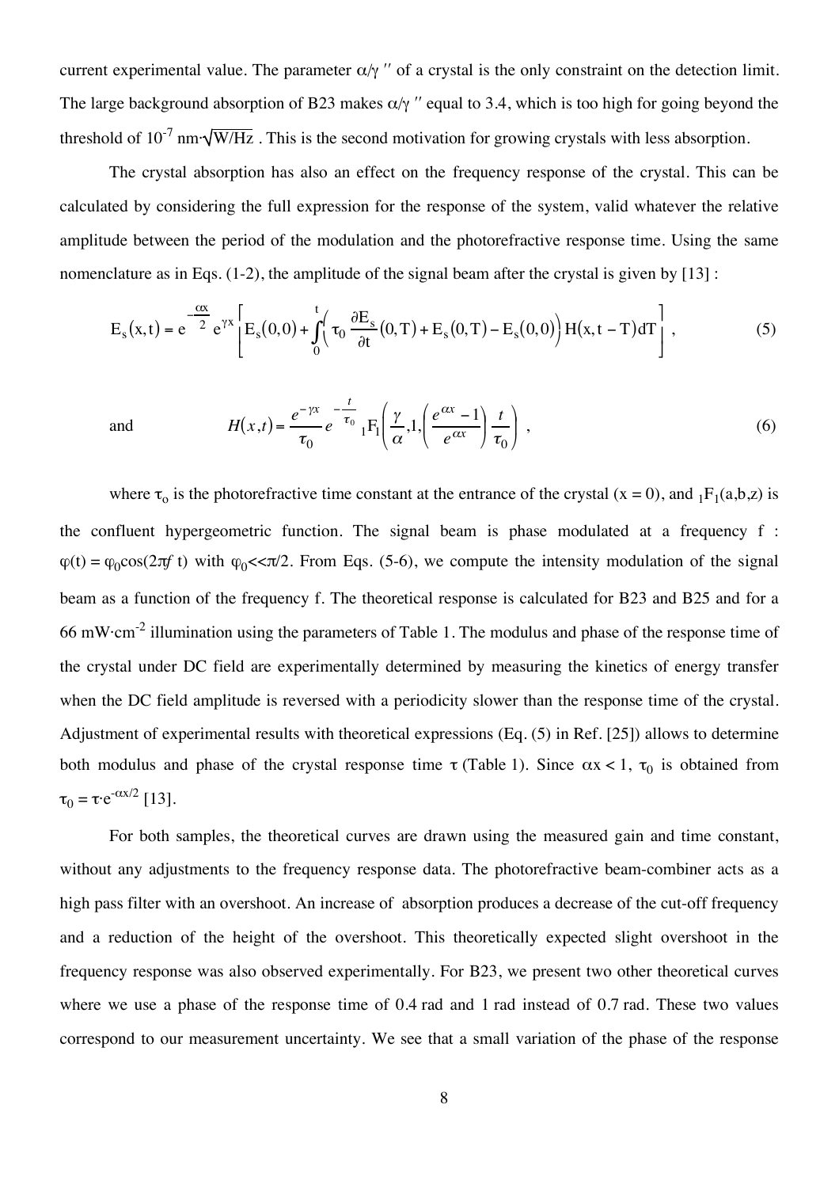current experimental value. The parameter $\alpha/\gamma''$ of a crystal is the only constraint on the detection limit. The large background absorption of B23 makes $\alpha/\gamma''$ equal to 3.4, which is too high for going beyond the threshold of $10^{-7}$ nm$\cdot\sqrt{\mathrm{W/Hz}}$ . This is the second motivation for growing crystals with less absorption.

The crystal absorption has also an effect on the frequency response of the crystal. This can be calculated by considering the full expression for the response of the system, valid whatever the relative amplitude between the period of the modulation and the photorefractive response time. Using the same nomenclature as in Eqs. (1-2), the amplitude of the signal beam after the crystal is given by [13] :

$$E_s(x,t) = e^{-\frac{\alpha x}{2}} e^{\gamma x} \left[ E_s(0,0) + \int_0^t \left( \tau_0 \frac{\partial E_s}{\partial t}(0,T) + E_s(0,T) - E_s(0,0) \right) H(x, t-T) dT \right] , \tag{5}$$

and
$$H(x,t) = \frac{e^{-\gamma x}}{\tau_0} e^{-\frac{t}{\tau_0}} {}_1F_1\left( \frac{\gamma}{\alpha}, 1, \left( \frac{e^{\alpha x} - 1}{e^{\alpha x}} \right) \frac{t}{\tau_0} \right) , \tag{6}$$

where $\tau_o$ is the photorefractive time constant at the entrance of the crystal ($x = 0$), and ${}_1F_1(a,b,z)$ is the confluent hypergeometric function. The signal beam is phase modulated at a frequency f : $\varphi(t) = \varphi_0 \cos(2\pi f\, t)$ with $\varphi_0 << \pi/2$. From Eqs. (5-6), we compute the intensity modulation of the signal beam as a function of the frequency f. The theoretical response is calculated for B23 and B25 and for a 66 mW$\cdot$cm$^{-2}$ illumination using the parameters of Table 1. The modulus and phase of the response time of the crystal under DC field are experimentally determined by measuring the kinetics of energy transfer when the DC field amplitude is reversed with a periodicity slower than the response time of the crystal. Adjustment of experimental results with theoretical expressions (Eq. (5) in Ref. [25]) allows to determine both modulus and phase of the crystal response time $\tau$ (Table 1). Since $\alpha x < 1$, $\tau_0$ is obtained from $\tau_0 = \tau \cdot e^{-\alpha x/2}$ [13].

For both samples, the theoretical curves are drawn using the measured gain and time constant, without any adjustments to the frequency response data. The photorefractive beam-combiner acts as a high pass filter with an overshoot. An increase of absorption produces a decrease of the cut-off frequency and a reduction of the height of the overshoot. This theoretically expected slight overshoot in the frequency response was also observed experimentally. For B23, we present two other theoretical curves where we use a phase of the response time of 0.4 rad and 1 rad instead of 0.7 rad. These two values correspond to our measurement uncertainty. We see that a small variation of the phase of the response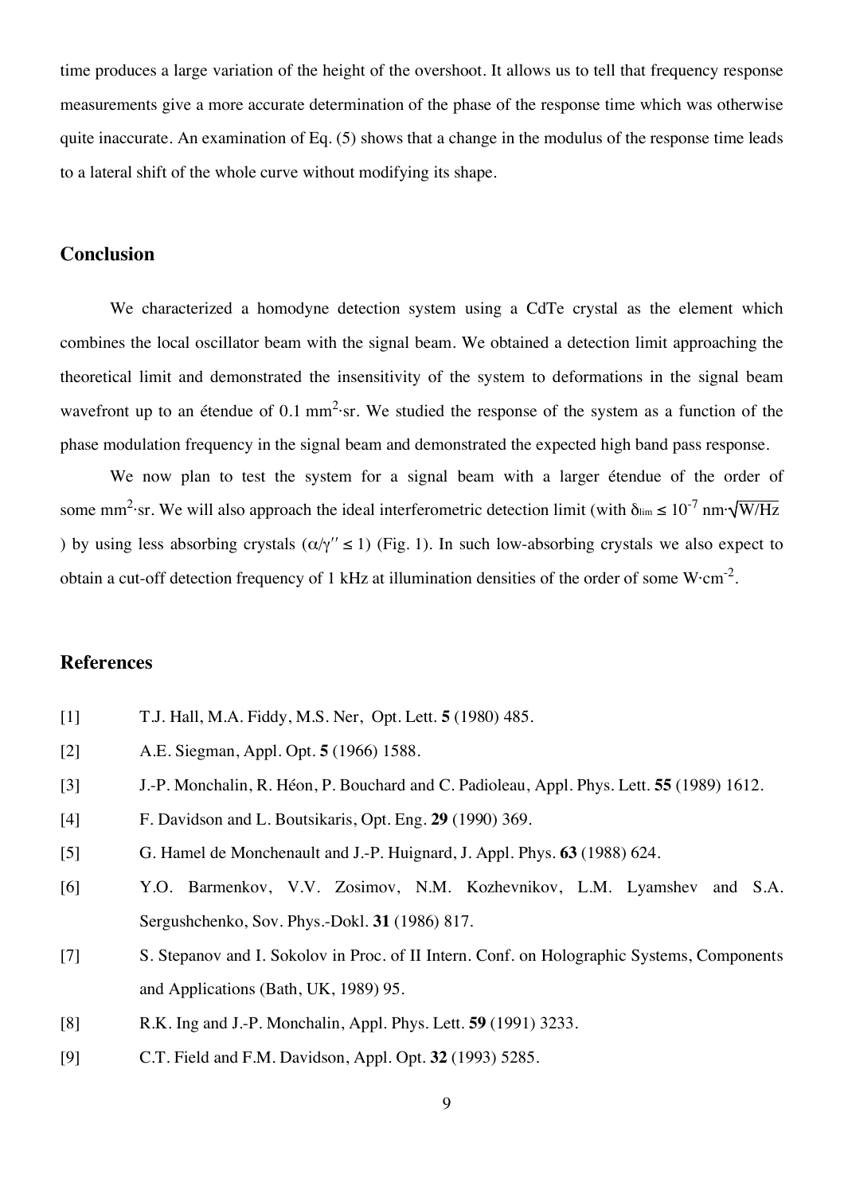time produces a large variation of the height of the overshoot. It allows us to tell that frequency response measurements give a more accurate determination of the phase of the response time which was otherwise quite inaccurate. An examination of Eq. (5) shows that a change in the modulus of the response time leads to a lateral shift of the whole curve without modifying its shape.

## Conclusion

We characterized a homodyne detection system using a CdTe crystal as the element which combines the local oscillator beam with the signal beam. We obtained a detection limit approaching the theoretical limit and demonstrated the insensitivity of the system to deformations in the signal beam wavefront up to an étendue of 0.1 $mm^2 \cdot sr$. We studied the response of the system as a function of the phase modulation frequency in the signal beam and demonstrated the expected high band pass response.

We now plan to test the system for a signal beam with a larger étendue of the order of some $mm^2 \cdot sr$. We will also approach the ideal interferometric detection limit (with $\delta_{lim} \leq 10^{-7}$ $nm \cdot \sqrt{W/Hz}$ ) by using less absorbing crystals ($\alpha/\gamma'' \leq 1$) (Fig. 1). In such low-absorbing crystals we also expect to obtain a cut-off detection frequency of 1 kHz at illumination densities of the order of some $W \cdot cm^{-2}$.

## References

[1] T.J. Hall, M.A. Fiddy, M.S. Ner, Opt. Lett. **5** (1980) 485.

[2] A.E. Siegman, Appl. Opt. **5** (1966) 1588.

[3] J.-P. Monchalin, R. Héon, P. Bouchard and C. Padioleau, Appl. Phys. Lett. **55** (1989) 1612.

[4] F. Davidson and L. Boutsikaris, Opt. Eng. **29** (1990) 369.

[5] G. Hamel de Monchenault and J.-P. Huignard, J. Appl. Phys. **63** (1988) 624.

[6] Y.O. Barmenkov, V.V. Zosimov, N.M. Kozhevnikov, L.M. Lyamshev and S.A. Sergushchenko, Sov. Phys.-Dokl. **31** (1986) 817.

[7] S. Stepanov and I. Sokolov in Proc. of II Intern. Conf. on Holographic Systems, Components and Applications (Bath, UK, 1989) 95.

[8] R.K. Ing and J.-P. Monchalin, Appl. Phys. Lett. **59** (1991) 3233.

[9] C.T. Field and F.M. Davidson, Appl. Opt. **32** (1993) 5285.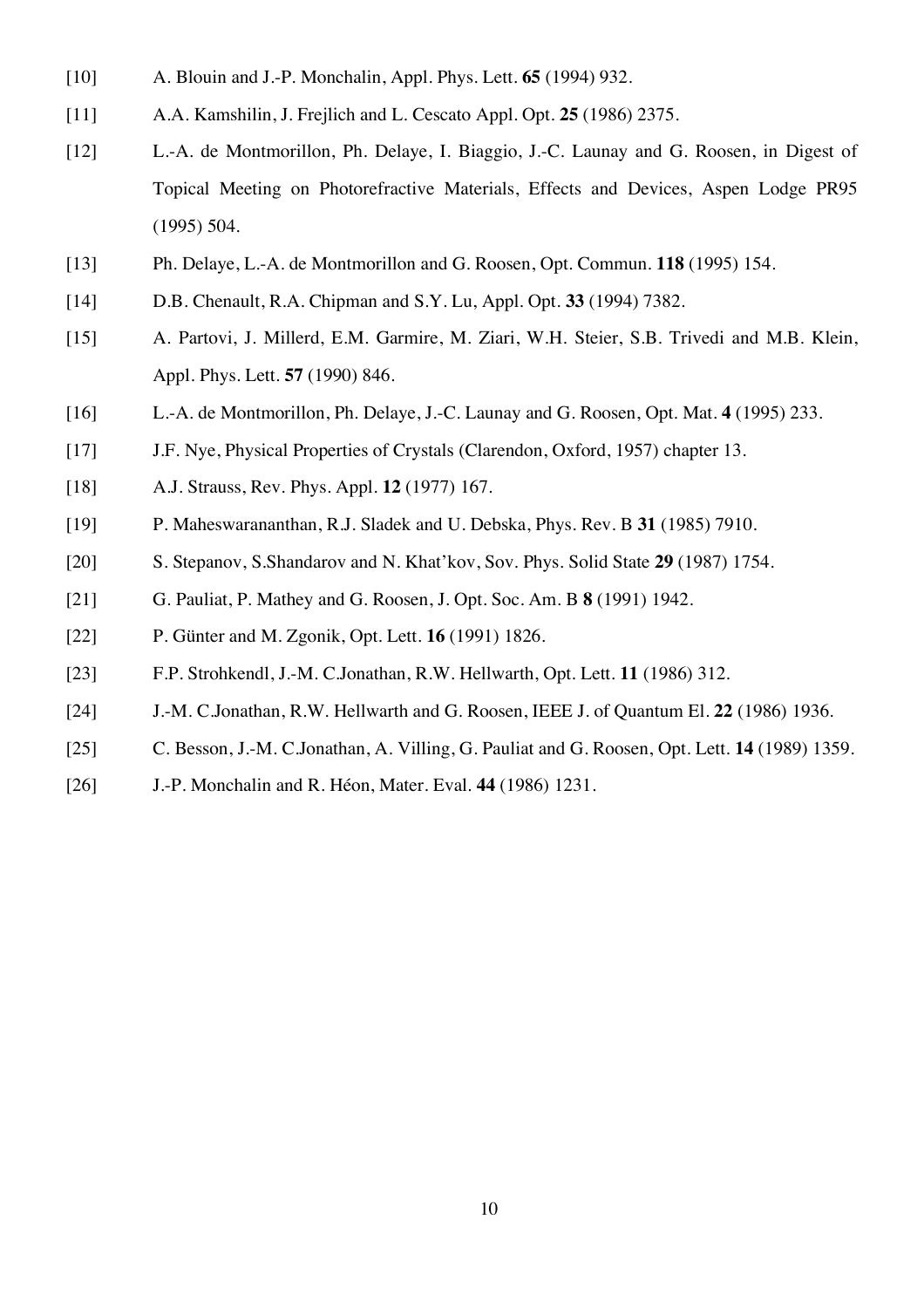[10] A. Blouin and J.-P. Monchalin, Appl. Phys. Lett. **65** (1994) 932.

[11] A.A. Kamshilin, J. Frejlich and L. Cescato Appl. Opt. **25** (1986) 2375.

[12] L.-A. de Montmorillon, Ph. Delaye, I. Biaggio, J.-C. Launay and G. Roosen, in Digest of Topical Meeting on Photorefractive Materials, Effects and Devices, Aspen Lodge PR95 (1995) 504.

[13] Ph. Delaye, L.-A. de Montmorillon and G. Roosen, Opt. Commun. **118** (1995) 154.

[14] D.B. Chenault, R.A. Chipman and S.Y. Lu, Appl. Opt. **33** (1994) 7382.

[15] A. Partovi, J. Millerd, E.M. Garmire, M. Ziari, W.H. Steier, S.B. Trivedi and M.B. Klein, Appl. Phys. Lett. **57** (1990) 846.

[16] L.-A. de Montmorillon, Ph. Delaye, J.-C. Launay and G. Roosen, Opt. Mat. **4** (1995) 233.

[17] J.F. Nye, Physical Properties of Crystals (Clarendon, Oxford, 1957) chapter 13.

[18] A.J. Strauss, Rev. Phys. Appl. **12** (1977) 167.

[19] P. Maheswarananthan, R.J. Sladek and U. Debska, Phys. Rev. B **31** (1985) 7910.

[20] S. Stepanov, S.Shandarov and N. Khat'kov, Sov. Phys. Solid State **29** (1987) 1754.

[21] G. Pauliat, P. Mathey and G. Roosen, J. Opt. Soc. Am. B **8** (1991) 1942.

[22] P. Günter and M. Zgonik, Opt. Lett. **16** (1991) 1826.

[23] F.P. Strohkendl, J.-M. C.Jonathan, R.W. Hellwarth, Opt. Lett. **11** (1986) 312.

[24] J.-M. C.Jonathan, R.W. Hellwarth and G. Roosen, IEEE J. of Quantum El. **22** (1986) 1936.

[25] C. Besson, J.-M. C.Jonathan, A. Villing, G. Pauliat and G. Roosen, Opt. Lett. **14** (1989) 1359.

[26] J.-P. Monchalin and R. Héon, Mater. Eval. **44** (1986) 1231.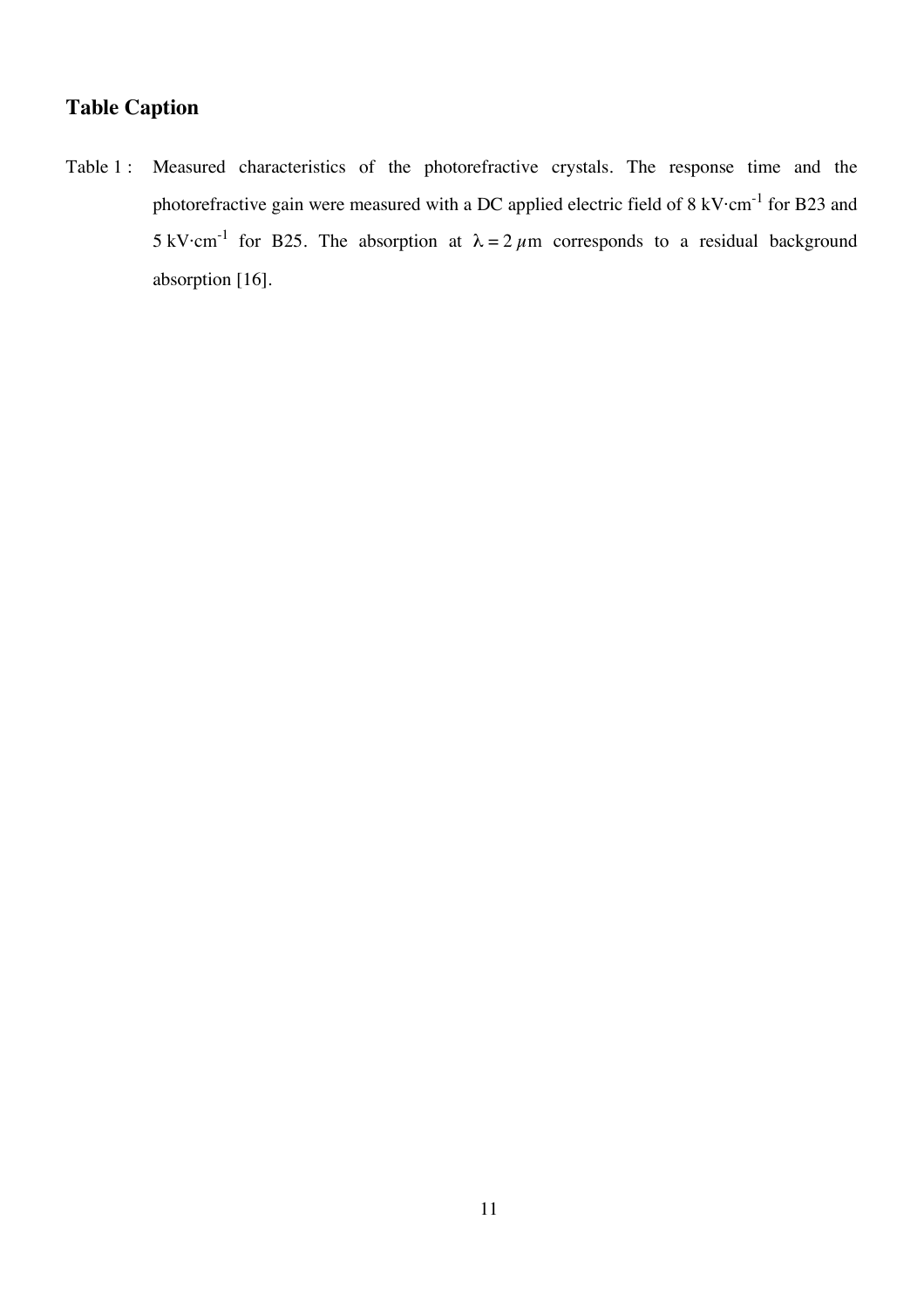## Table Caption

Table 1 : Measured characteristics of the photorefractive crystals. The response time and the photorefractive gain were measured with a DC applied electric field of 8 kV·cm$^{-1}$ for B23 and 5 kV·cm$^{-1}$ for B25. The absorption at $\lambda = 2\,\mu$m corresponds to a residual background absorption [16].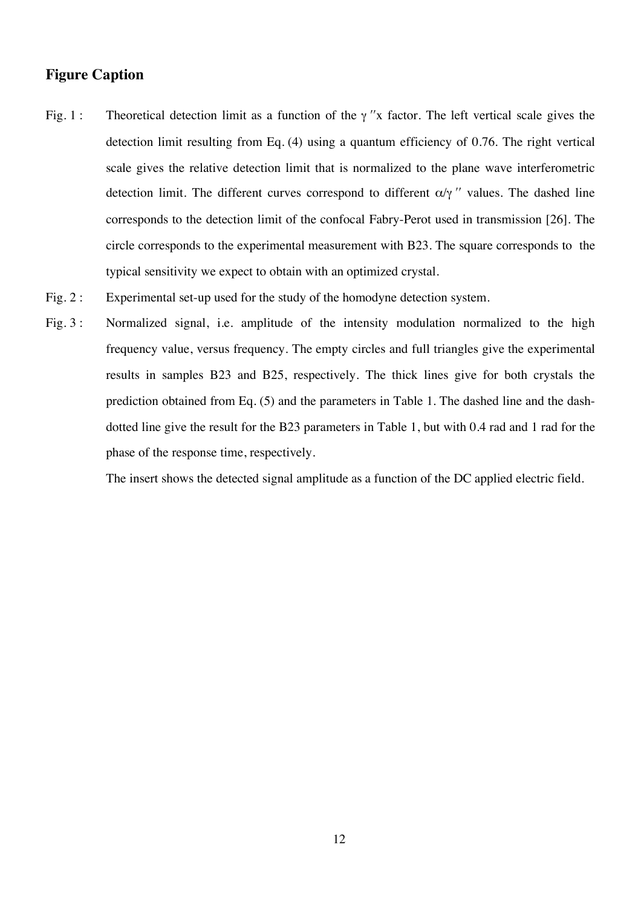## Figure Caption

Fig. 1 : Theoretical detection limit as a function of the $\gamma''x$ factor. The left vertical scale gives the detection limit resulting from Eq. (4) using a quantum efficiency of 0.76. The right vertical scale gives the relative detection limit that is normalized to the plane wave interferometric detection limit. The different curves correspond to different $\alpha/\gamma''$ values. The dashed line corresponds to the detection limit of the confocal Fabry-Perot used in transmission [26]. The circle corresponds to the experimental measurement with B23. The square corresponds to the typical sensitivity we expect to obtain with an optimized crystal.

Fig. 2 : Experimental set-up used for the study of the homodyne detection system.

Fig. 3 : Normalized signal, i.e. amplitude of the intensity modulation normalized to the high frequency value, versus frequency. The empty circles and full triangles give the experimental results in samples B23 and B25, respectively. The thick lines give for both crystals the prediction obtained from Eq. (5) and the parameters in Table 1. The dashed line and the dash-dotted line give the result for the B23 parameters in Table 1, but with 0.4 rad and 1 rad for the phase of the response time, respectively.

The insert shows the detected signal amplitude as a function of the DC applied electric field.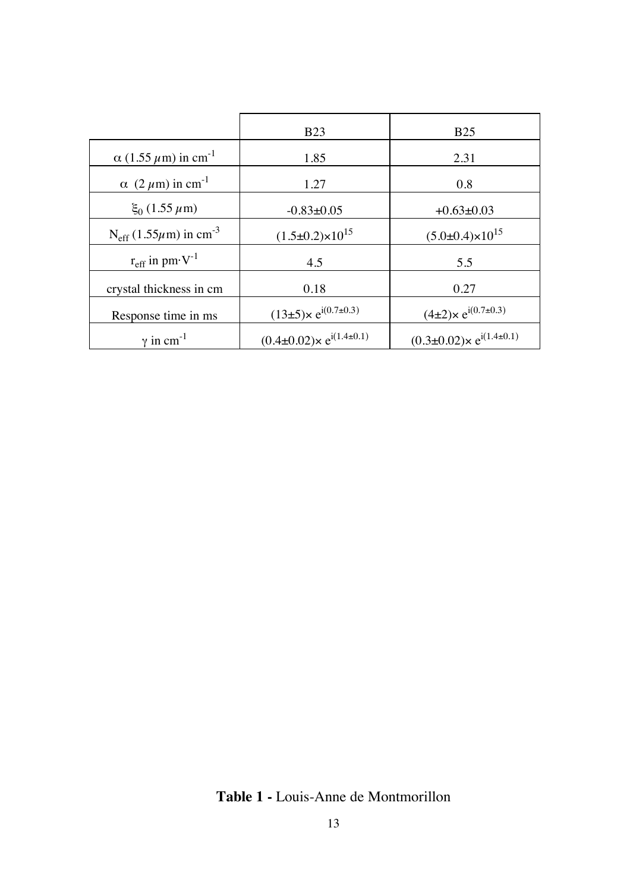| | B23 | B25 |
|---|---|---|
| $\alpha$ (1.55 $\mu$m) in $cm^{-1}$ | 1.85 | 2.31 |
| $\alpha$ (2 $\mu$m) in $cm^{-1}$ | 1.27 | 0.8 |
| $\xi_0$ (1.55 $\mu$m) | -0.83±0.05 | +0.63±0.03 |
| $N_{eff}$ (1.55$\mu$m) in $cm^{-3}$ | $(1.5\pm0.2)\times10^{15}$ | $(5.0\pm0.4)\times10^{15}$ |
| $r_{eff}$ in $pm\cdot V^{-1}$ | 4.5 | 5.5 |
| crystal thickness in cm | 0.18 | 0.27 |
| Response time in ms | $(13\pm5)\times e^{i(0.7\pm0.3)}$ | $(4\pm2)\times e^{i(0.7\pm0.3)}$ |
| $\gamma$ in $cm^{-1}$ | $(0.4\pm0.02)\times e^{i(1.4\pm0.1)}$ | $(0.3\pm0.02)\times e^{i(1.4\pm0.1)}$ |

**Table 1 -** Louis-Anne de Montmorillon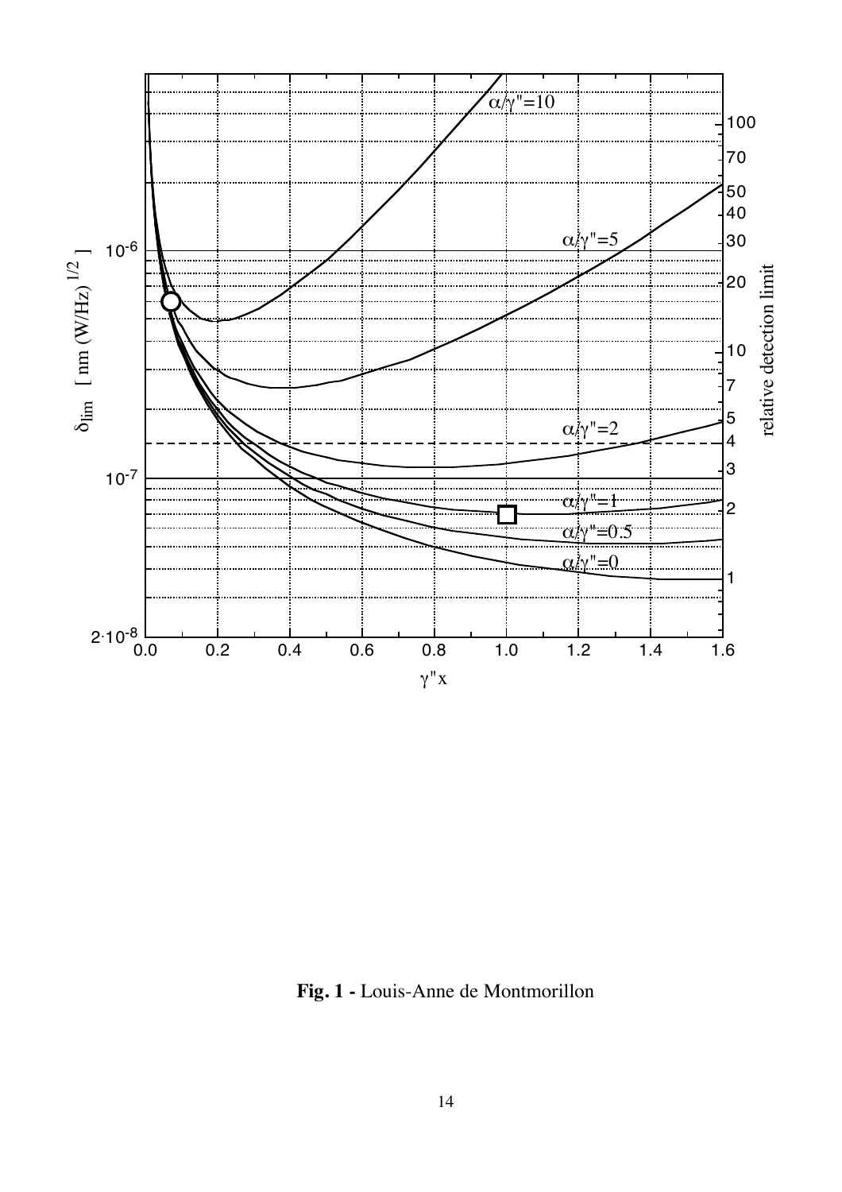**Fig. 1 -** Louis-Anne de Montmorillon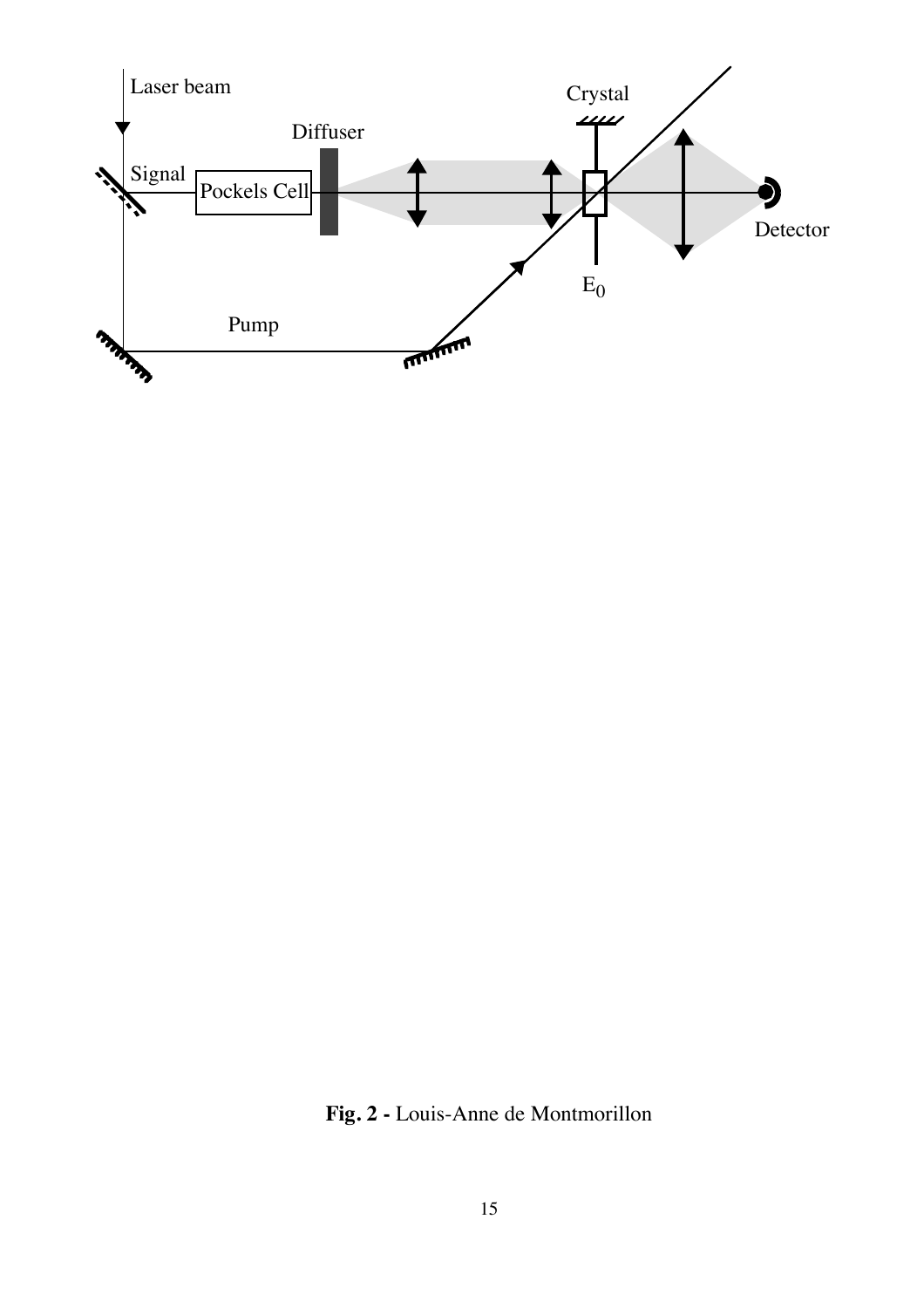**Fig. 2 -** Louis-Anne de Montmorillon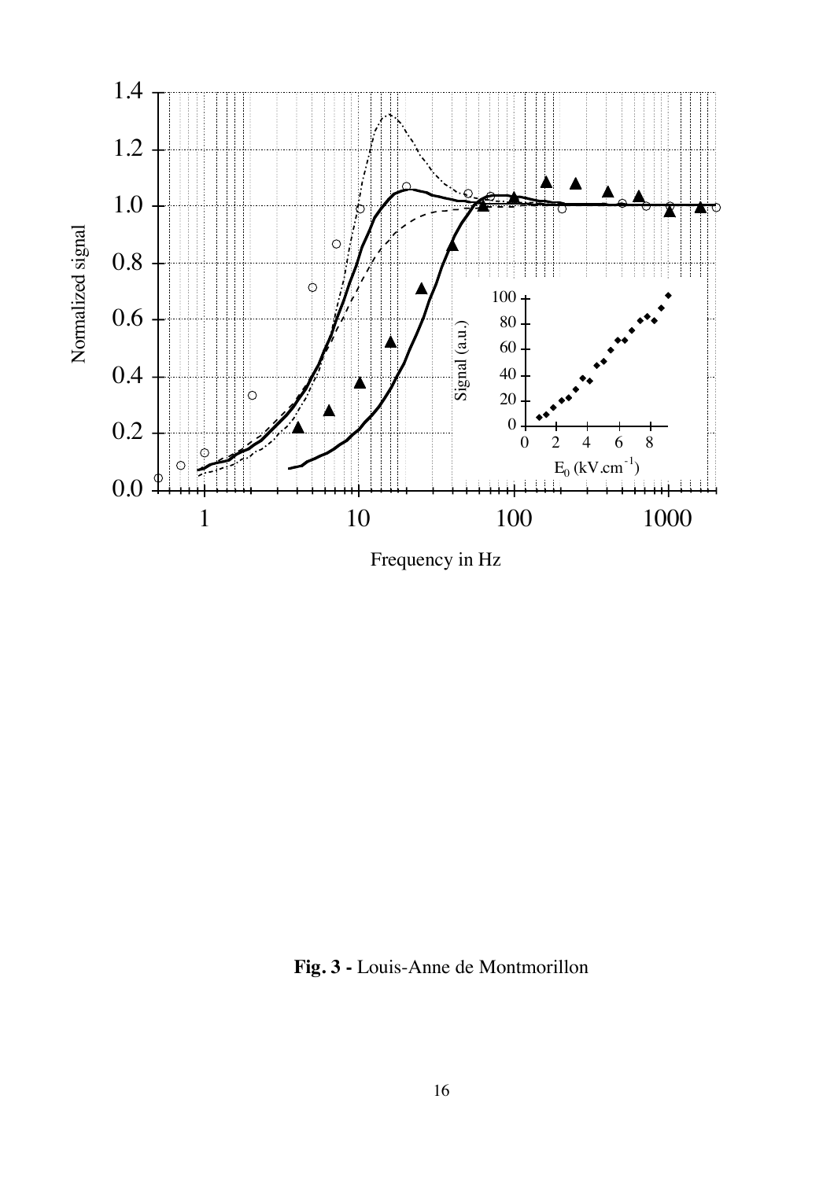1.4
1.2
1.0
0.8
0.6
0.4
0.2
0.0

Normalized signal

1
10
100
1000

Frequency in Hz

100
80
60
40
20
0

Signal (a.u.)

0 2 4 6 8

$E_0$ (kV.cm$^{-1}$)

**Fig. 3 -** Louis-Anne de Montmorillon